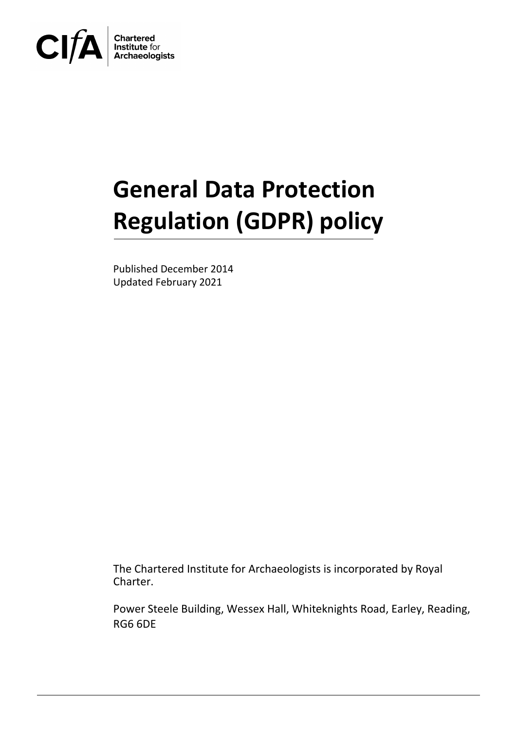CIfA Chartered Institute for Archaeologists

# General Data Protection Regulation (GDPR) policy

Published December 2014
Updated February 2021

The Chartered Institute for Archaeologists is incorporated by Royal Charter.

Power Steele Building, Wessex Hall, Whiteknights Road, Earley, Reading, RG6 6DE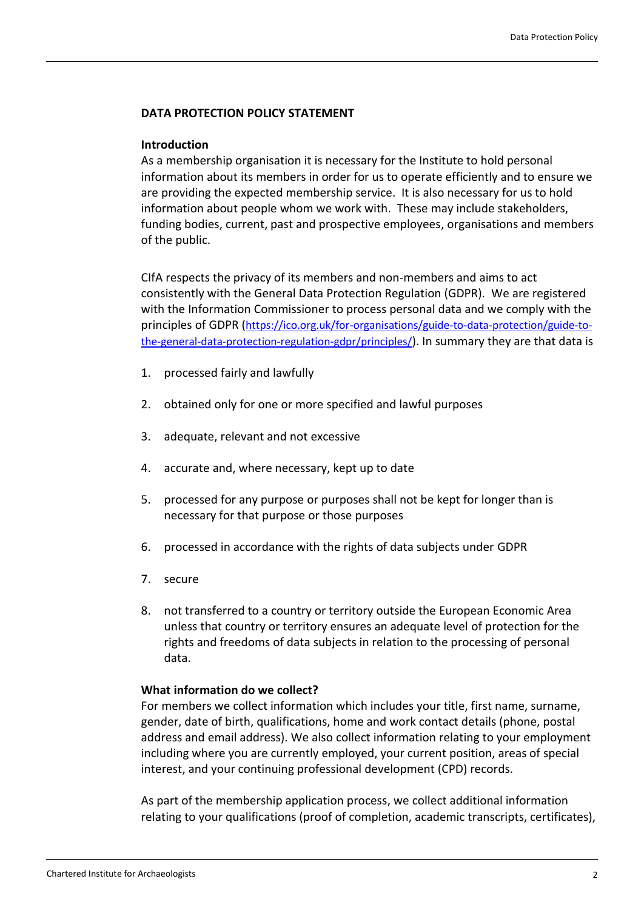## DATA PROTECTION POLICY STATEMENT

### Introduction

As a membership organisation it is necessary for the Institute to hold personal information about its members in order for us to operate efficiently and to ensure we are providing the expected membership service. It is also necessary for us to hold information about people whom we work with. These may include stakeholders, funding bodies, current, past and prospective employees, organisations and members of the public.

CIfA respects the privacy of its members and non-members and aims to act consistently with the General Data Protection Regulation (GDPR). We are registered with the Information Commissioner to process personal data and we comply with the principles of GDPR ([https://ico.org.uk/for-organisations/guide-to-data-protection/guide-to-the-general-data-protection-regulation-gdpr/principles/](https://ico.org.uk/for-organisations/guide-to-data-protection/guide-to-the-general-data-protection-regulation-gdpr/principles/)). In summary they are that data is

1. processed fairly and lawfully
2. obtained only for one or more specified and lawful purposes
3. adequate, relevant and not excessive
4. accurate and, where necessary, kept up to date
5. processed for any purpose or purposes shall not be kept for longer than is necessary for that purpose or those purposes
6. processed in accordance with the rights of data subjects under GDPR
7. secure
8. not transferred to a country or territory outside the European Economic Area unless that country or territory ensures an adequate level of protection for the rights and freedoms of data subjects in relation to the processing of personal data.

### What information do we collect?

For members we collect information which includes your title, first name, surname, gender, date of birth, qualifications, home and work contact details (phone, postal address and email address). We also collect information relating to your employment including where you are currently employed, your current position, areas of special interest, and your continuing professional development (CPD) records.

As part of the membership application process, we collect additional information relating to your qualifications (proof of completion, academic transcripts, certificates),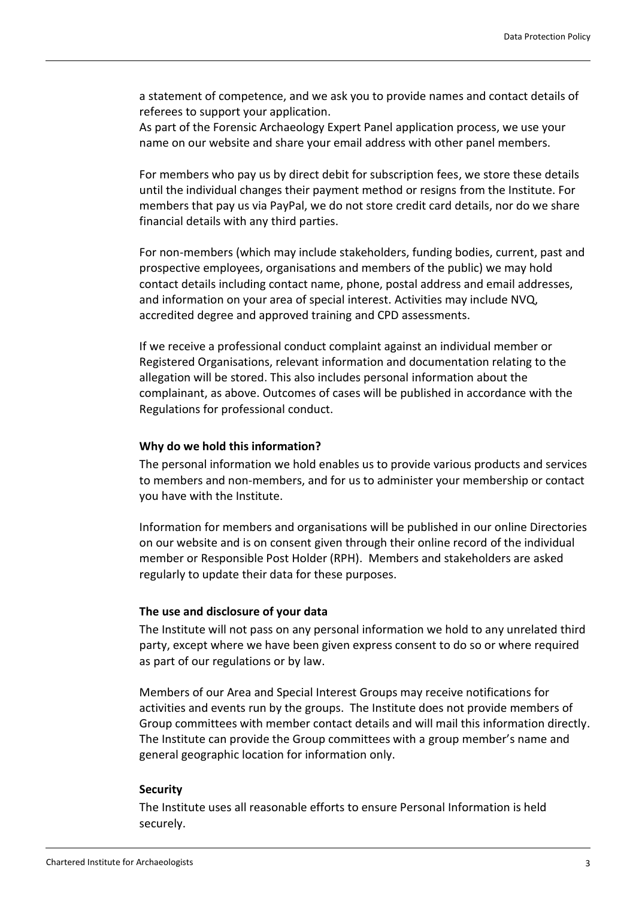a statement of competence, and we ask you to provide names and contact details of referees to support your application.
As part of the Forensic Archaeology Expert Panel application process, we use your name on our website and share your email address with other panel members.

For members who pay us by direct debit for subscription fees, we store these details until the individual changes their payment method or resigns from the Institute. For members that pay us via PayPal, we do not store credit card details, nor do we share financial details with any third parties.

For non-members (which may include stakeholders, funding bodies, current, past and prospective employees, organisations and members of the public) we may hold contact details including contact name, phone, postal address and email addresses, and information on your area of special interest. Activities may include NVQ, accredited degree and approved training and CPD assessments.

If we receive a professional conduct complaint against an individual member or Registered Organisations, relevant information and documentation relating to the allegation will be stored. This also includes personal information about the complainant, as above. Outcomes of cases will be published in accordance with the Regulations for professional conduct.

**Why do we hold this information?**

The personal information we hold enables us to provide various products and services to members and non-members, and for us to administer your membership or contact you have with the Institute.

Information for members and organisations will be published in our online Directories on our website and is on consent given through their online record of the individual member or Responsible Post Holder (RPH). Members and stakeholders are asked regularly to update their data for these purposes.

**The use and disclosure of your data**

The Institute will not pass on any personal information we hold to any unrelated third party, except where we have been given express consent to do so or where required as part of our regulations or by law.

Members of our Area and Special Interest Groups may receive notifications for activities and events run by the groups. The Institute does not provide members of Group committees with member contact details and will mail this information directly. The Institute can provide the Group committees with a group member's name and general geographic location for information only.

**Security**

The Institute uses all reasonable efforts to ensure Personal Information is held securely.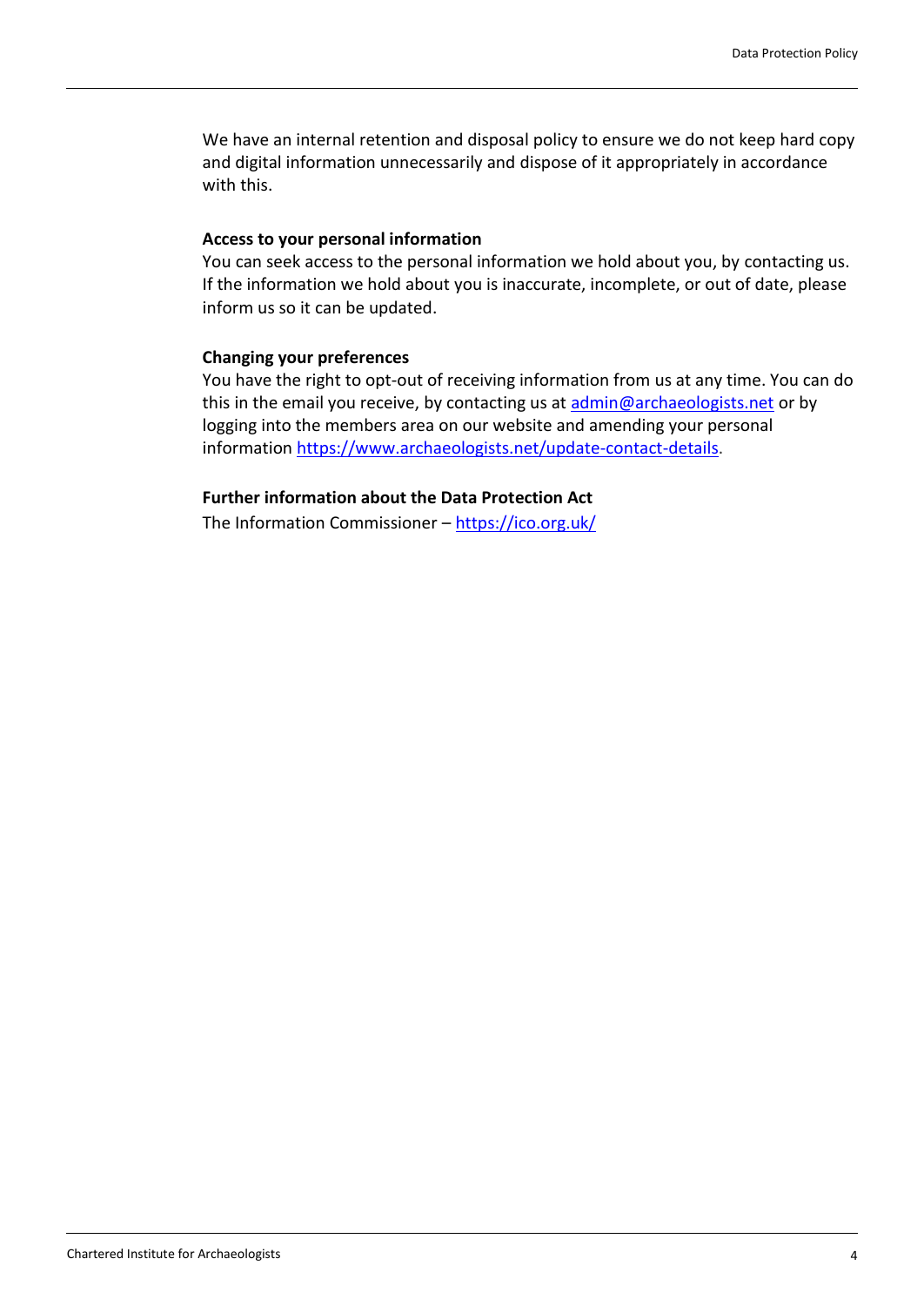We have an internal retention and disposal policy to ensure we do not keep hard copy and digital information unnecessarily and dispose of it appropriately in accordance with this.

**Access to your personal information**

You can seek access to the personal information we hold about you, by contacting us. If the information we hold about you is inaccurate, incomplete, or out of date, please inform us so it can be updated.

**Changing your preferences**

You have the right to opt-out of receiving information from us at any time. You can do this in the email you receive, by contacting us at admin@archaeologists.net or by logging into the members area on our website and amending your personal information https://www.archaeologists.net/update-contact-details.

**Further information about the Data Protection Act**

The Information Commissioner – https://ico.org.uk/